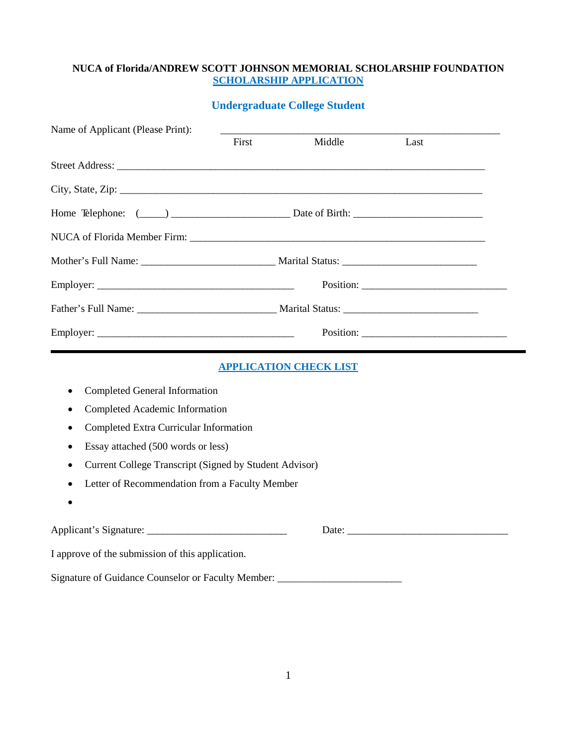**NUCA of Florida/ANDREW SCOTT JOHNSON MEMORIAL SCHOLARSHIP FOUNDATION**

## SCHOLARSHIP APPLICATION

### Undergraduate College Student

Name of Applicant (Please Print): _____________________________________________________
First Middle Last

Street Address: ______________________________________________________________________

City, State, Zip: _____________________________________________________________________

Home Telephone: (_____) ______________________ Date of Birth: ________________________

NUCA of Florida Member Firm: ________________________________________________________

Mother's Full Name: _________________________ Marital Status: ________________________

Employer: ____________________________________ Position: __________________________

Father's Full Name: __________________________ Marital Status: ________________________

Employer: ____________________________________ Position: __________________________

---

## APPLICATION CHECK LIST

- Completed General Information
- Completed Academic Information
- Completed Extra Curricular Information
- Essay attached (500 words or less)
- Current College Transcript (Signed by Student Advisor)
- Letter of Recommendation from a Faculty Member
-

Applicant's Signature: __________________________ Date: _____________________________

I approve of the submission of this application.

Signature of Guidance Counselor or Faculty Member: _______________________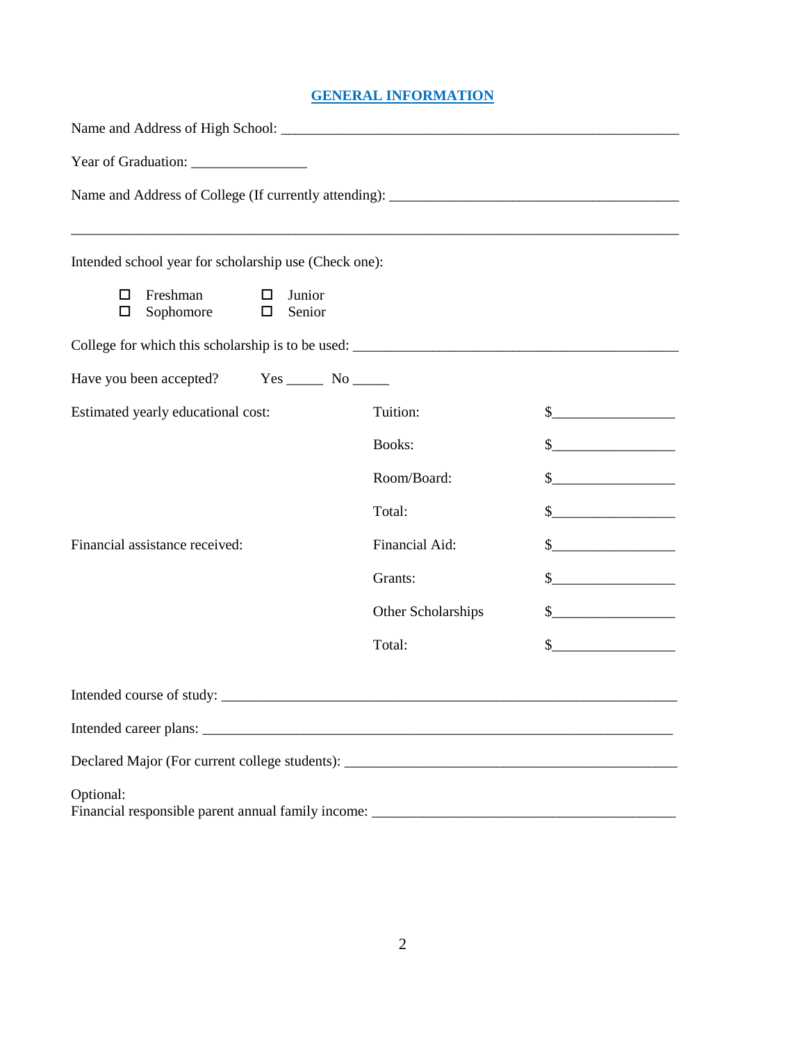## GENERAL INFORMATION

Name and Address of High School: ________________________________________________________

Year of Graduation: ________________

Name and Address of College (If currently attending): ________________________________________

_____________________________________________________________________________________

Intended school year for scholarship use (Check one):

- ☐ Freshman
- ☐ Sophomore
- ☐ Junior
- ☐ Senior

College for which this scholarship is to be used: ______________________________________________

Have you been accepted? Yes _____ No _____

| | | |
|---|---|---|
| Estimated yearly educational cost: | Tuition: | $_________________ |
| | Books: | $_________________ |
| | Room/Board: | $_________________ |
| | Total: | $_________________ |
| Financial assistance received: | Financial Aid: | $_________________ |
| | Grants: | $_________________ |
| | Other Scholarships | $_________________ |
| | Total: | $_________________ |

Intended course of study: _______________________________________________________________

Intended career plans: _________________________________________________________________

Declared Major (For current college students): _______________________________________________

Optional:
Financial responsible parent annual family income: __________________________________________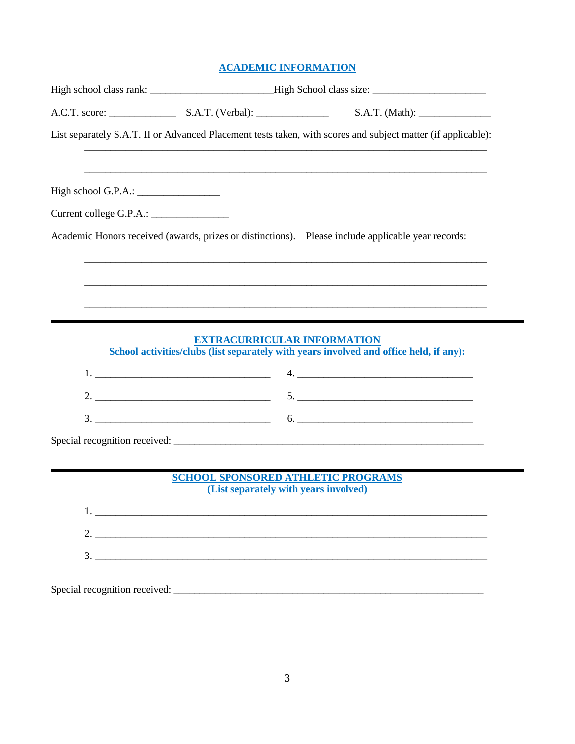## ACADEMIC INFORMATION

High school class rank: _______________________ High School class size: _____________________

A.C.T. score: _____________ S.A.T. (Verbal): ______________ S.A.T. (Math): ______________

List separately S.A.T. II or Advanced Placement tests taken, with scores and subject matter (if applicable):

_____________________________________________________________________________

_____________________________________________________________________________

High school G.P.A.: ________________

Current college G.P.A.: _______________

Academic Honors received (awards, prizes or distinctions). Please include applicable year records:

_____________________________________________________________________________

_____________________________________________________________________________

_____________________________________________________________________________

---

## EXTRACURRICULAR INFORMATION

**School activities/clubs (list separately with years involved and office held, if any):**

1. __________________________________
2. __________________________________
3. __________________________________
4. __________________________________
5. __________________________________
6. __________________________________

Special recognition received: ______________________________________________________________

---

## SCHOOL SPONSORED ATHLETIC PROGRAMS

**(List separately with years involved)**

1. ____________________________________________________________________________
2. ____________________________________________________________________________
3. ____________________________________________________________________________

Special recognition received: ______________________________________________________________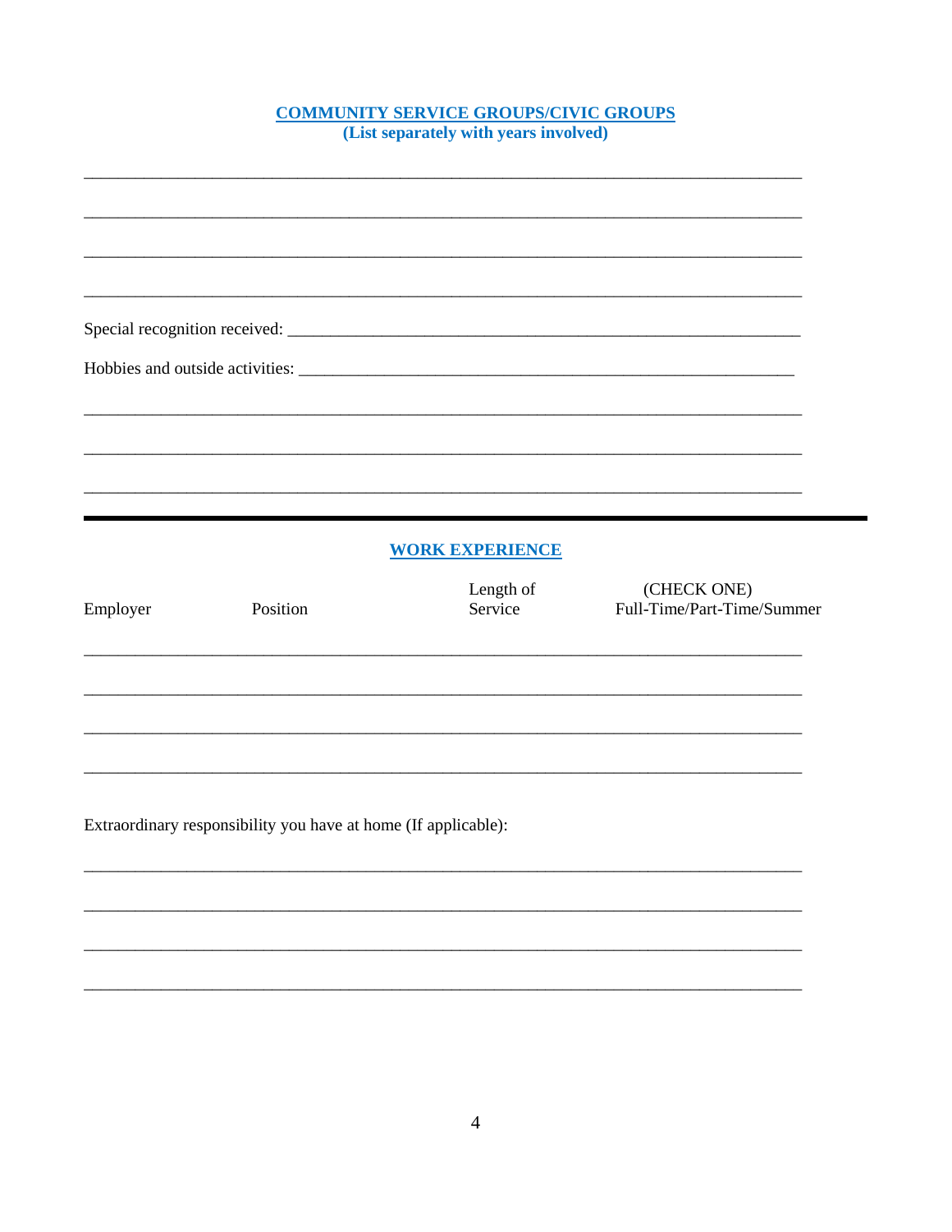## COMMUNITY SERVICE GROUPS/CIVIC GROUPS

**(List separately with years involved)**

________________________________________________________________________________

________________________________________________________________________________

________________________________________________________________________________

________________________________________________________________________________

Special recognition received: ____________________________________________________

Hobbies and outside activities: ___________________________________________________

________________________________________________________________________________

________________________________________________________________________________

________________________________________________________________________________

---

## WORK EXPERIENCE

| Employer | Position | Length of Service | (CHECK ONE) Full-Time/Part-Time/Summer |
|---|---|---|---|
| | | | |
| | | | |
| | | | |
| | | | |

Extraordinary responsibility you have at home (If applicable):

________________________________________________________________________________

________________________________________________________________________________

________________________________________________________________________________

________________________________________________________________________________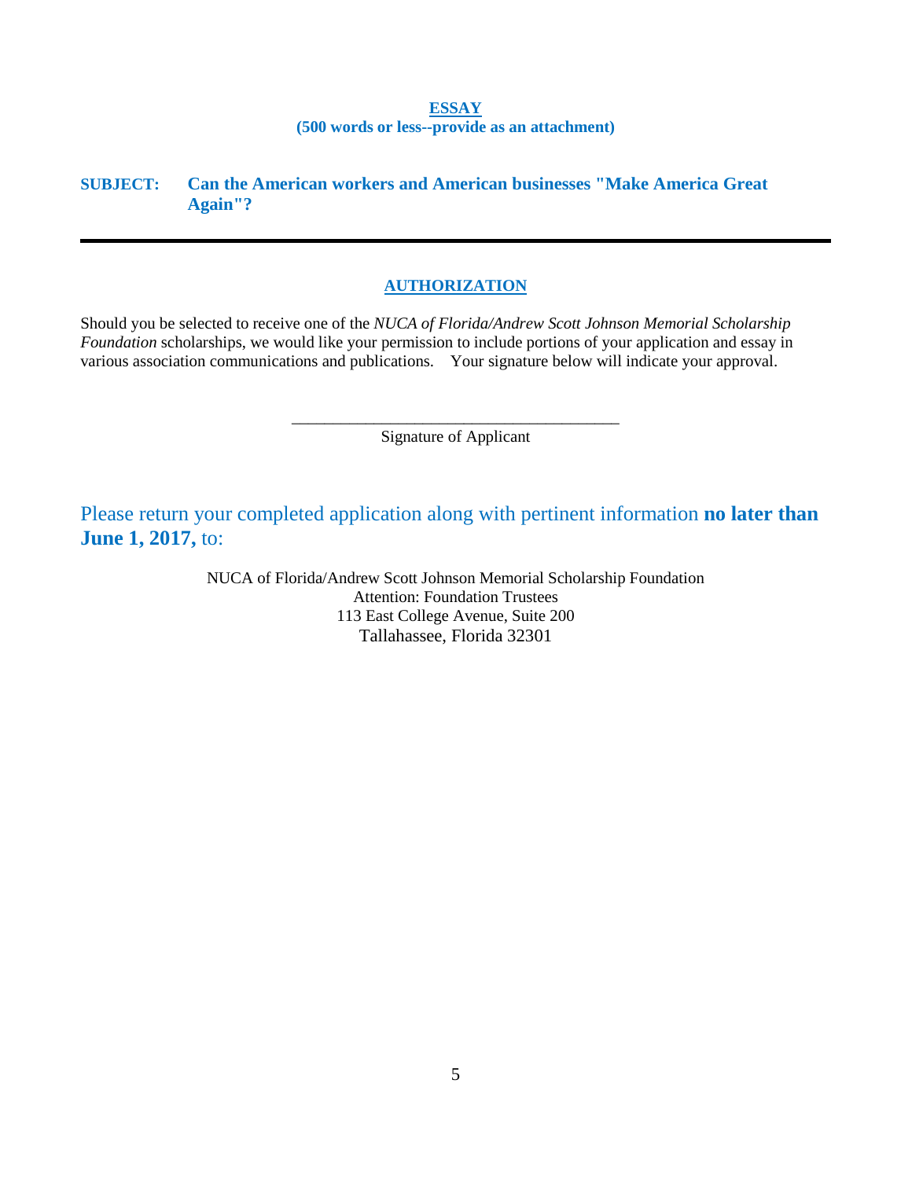## ESSAY

**(500 words or less--provide as an attachment)**

**SUBJECT: Can the American workers and American businesses "Make America Great Again"?**

---

## AUTHORIZATION

Should you be selected to receive one of the *NUCA of Florida/Andrew Scott Johnson Memorial Scholarship Foundation* scholarships, we would like your permission to include portions of your application and essay in various association communications and publications. Your signature below will indicate your approval.

\_\_\_\_\_\_\_\_\_\_\_\_\_\_\_\_\_\_\_\_\_\_\_\_\_\_\_\_\_\_\_\_\_\_\_\_\_\_\_\_

Signature of Applicant

Please return your completed application along with pertinent information **no later than June 1, 2017,** to:

NUCA of Florida/Andrew Scott Johnson Memorial Scholarship Foundation
Attention: Foundation Trustees
113 East College Avenue, Suite 200
Tallahassee, Florida 32301